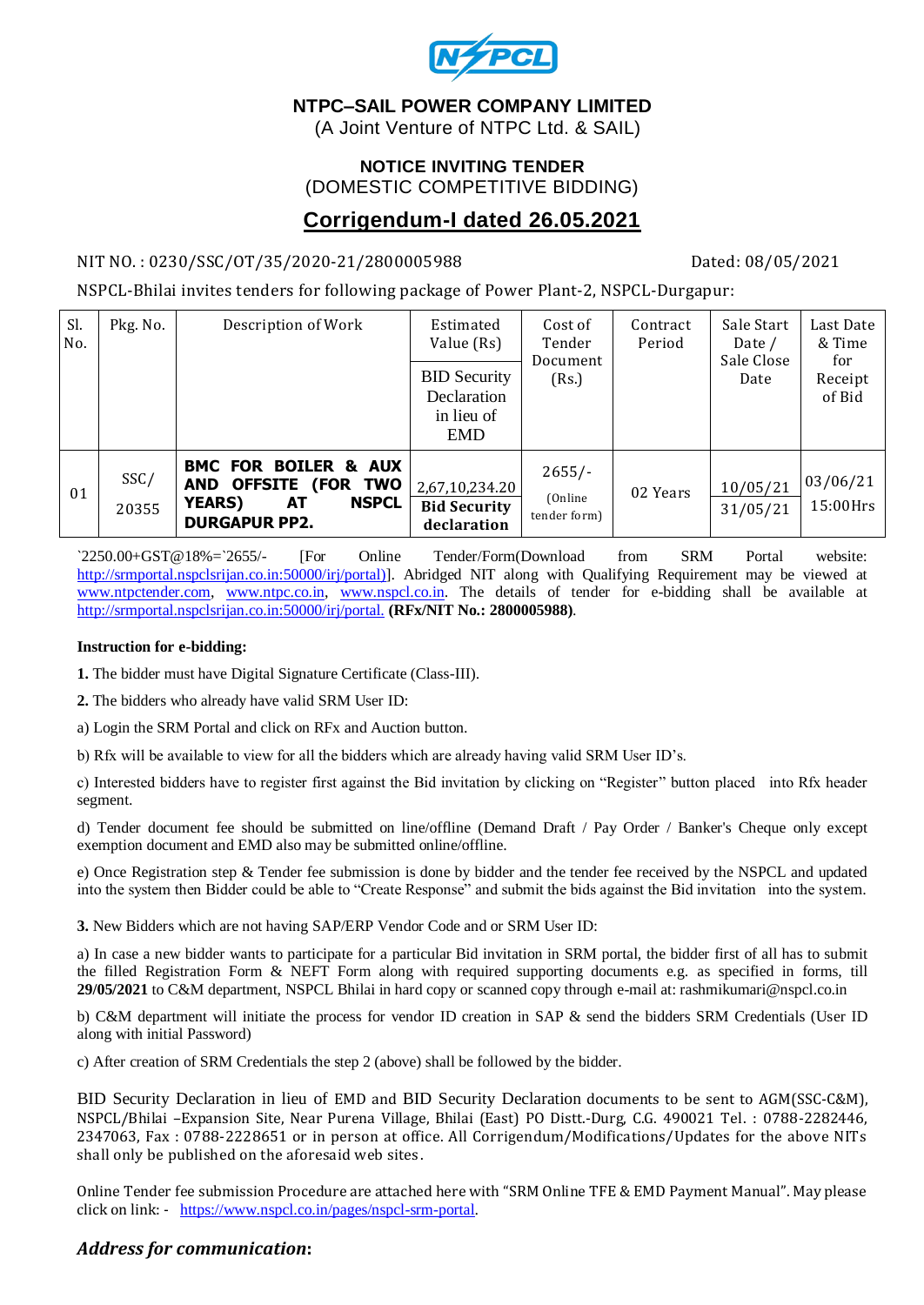**NTPC–SAIL POWER COMPANY LIMITED**
(A Joint Venture of NTPC Ltd. & SAIL)

**NOTICE INVITING TENDER**
(DOMESTIC COMPETITIVE BIDDING)

# Corrigendum-I dated 26.05.2021

NIT NO. : 0230/SSC/OT/35/2020-21/2800005988 Dated: 08/05/2021

NSPCL-Bhilai invites tenders for following package of Power Plant-2, NSPCL-Durgapur:

| Sl. No. | Pkg. No. | Description of Work | Estimated Value (Rs) / BID Security Declaration in lieu of EMD | Cost of Tender Document (Rs.) | Contract Period | Sale Start Date / Sale Close Date | Last Date & Time for Receipt of Bid |
|---|---|---|---|---|---|---|---|
| 01 | SSC/ 20355 | **BMC FOR BOILER & AUX AND OFFSITE (FOR TWO YEARS) AT NSPCL DURGAPUR PP2.** | 2,67,10,234.20 / **Bid Security declaration** | 2655/- (Online tender form) | 02 Years | 10/05/21 / 31/05/21 | 03/06/21 15:00Hrs |

`2250.00+GST@18%=`2655/- [For Online Tender/Form(Download from SRM Portal website: http://srmportal.nspclsrijan.co.in:50000/irj/portal)]. Abridged NIT along with Qualifying Requirement may be viewed at www.ntpctender.com, www.ntpc.co.in, www.nspcl.co.in. The details of tender for e-bidding shall be available at http://srmportal.nspclsrijan.co.in:50000/irj/portal. **(RFx/NIT No.: 2800005988)**.

**Instruction for e-bidding:**

**1.** The bidder must have Digital Signature Certificate (Class-III).

**2.** The bidders who already have valid SRM User ID:

a) Login the SRM Portal and click on RFx and Auction button.

b) Rfx will be available to view for all the bidders which are already having valid SRM User ID's.

c) Interested bidders have to register first against the Bid invitation by clicking on "Register" button placed into Rfx header segment.

d) Tender document fee should be submitted on line/offline (Demand Draft / Pay Order / Banker's Cheque only except exemption document and EMD also may be submitted online/offline.

e) Once Registration step & Tender fee submission is done by bidder and the tender fee received by the NSPCL and updated into the system then Bidder could be able to "Create Response" and submit the bids against the Bid invitation into the system.

**3.** New Bidders which are not having SAP/ERP Vendor Code and or SRM User ID:

a) In case a new bidder wants to participate for a particular Bid invitation in SRM portal, the bidder first of all has to submit the filled Registration Form & NEFT Form along with required supporting documents e.g. as specified in forms, till **29/05/2021** to C&M department, NSPCL Bhilai in hard copy or scanned copy through e-mail at: rashmikumari@nspcl.co.in

b) C&M department will initiate the process for vendor ID creation in SAP & send the bidders SRM Credentials (User ID along with initial Password)

c) After creation of SRM Credentials the step 2 (above) shall be followed by the bidder.

BID Security Declaration in lieu of EMD and BID Security Declaration documents to be sent to AGM(SSC-C&M), NSPCL/Bhilai –Expansion Site, Near Purena Village, Bhilai (East) PO Distt.-Durg, C.G. 490021 Tel. : 0788-2282446, 2347063, Fax : 0788-2228651 or in person at office. All Corrigendum/Modifications/Updates for the above NITs shall only be published on the aforesaid web sites.

Online Tender fee submission Procedure are attached here with "SRM Online TFE & EMD Payment Manual". May please click on link: - https://www.nspcl.co.in/pages/nspcl-srm-portal.

## *Address for communication*: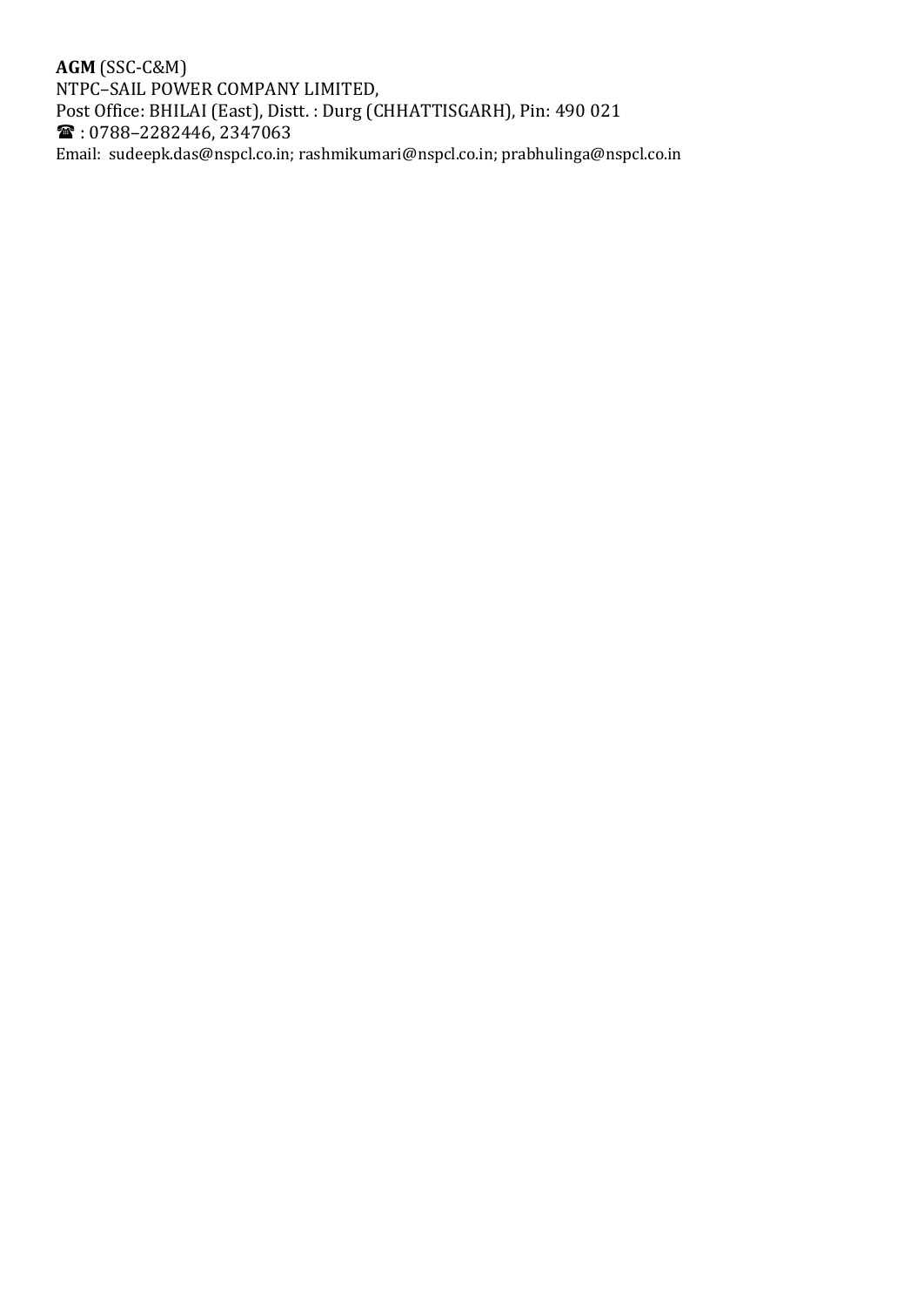**AGM** (SSC-C&M)
NTPC–SAIL POWER COMPANY LIMITED,
Post Office: BHILAI (East), Distt. : Durg (CHHATTISGARH), Pin: 490 021
☎ : 0788–2282446, 2347063
Email: sudeepk.das@nspcl.co.in; rashmikumari@nspcl.co.in; prabhulinga@nspcl.co.in